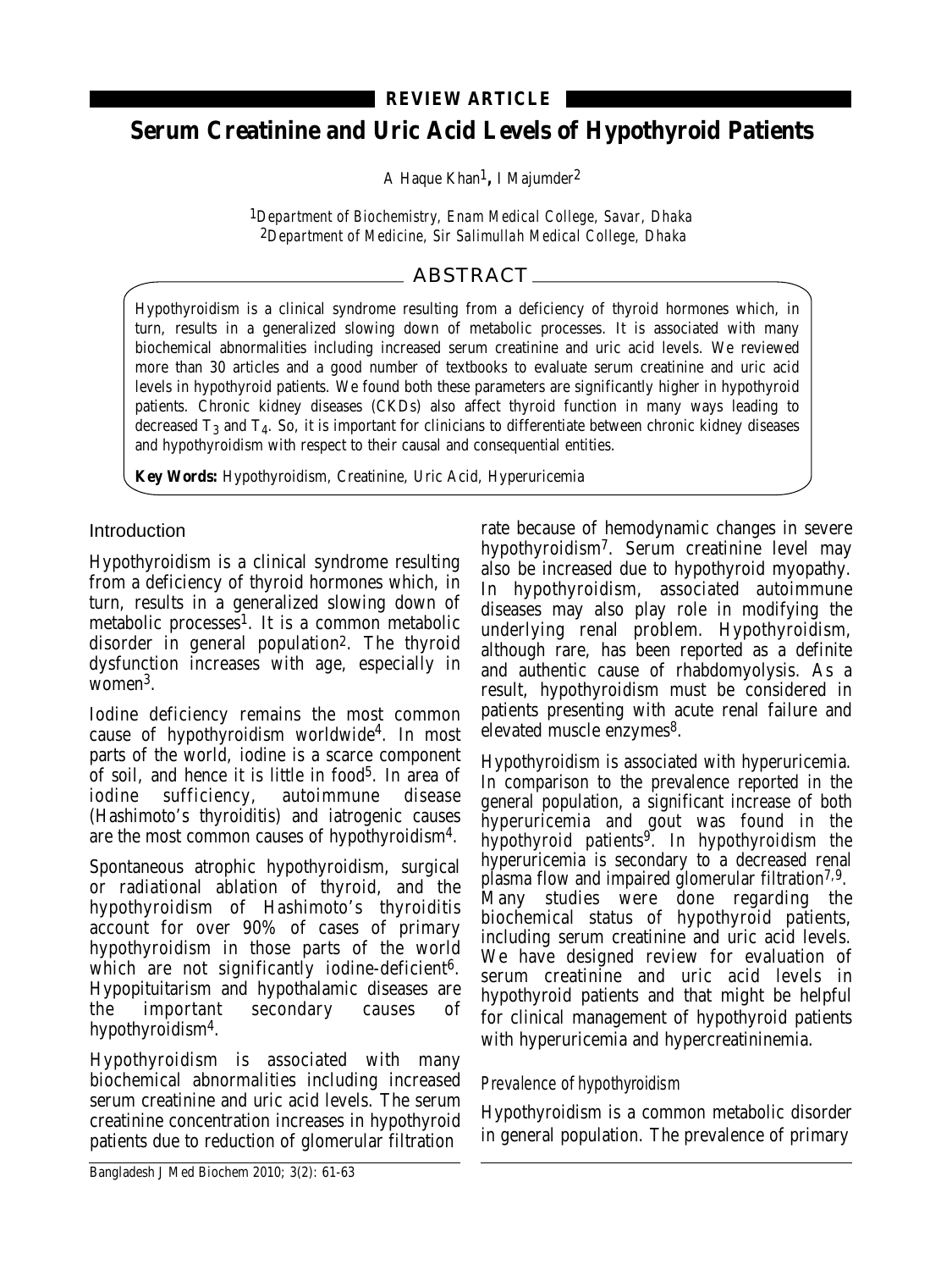REVIEW ARTICLE

# Serum Creatinine and Uric Acid Levels of Hypothyroid Patients

A Haque Khan[1], I Majumder[2]

[1]*Department of Biochemistry, Enam Medical College, Savar, Dhaka*
[2]*Department of Medicine, Sir Salimullah Medical College, Dhaka*

## ABSTRACT

Hypothyroidism is a clinical syndrome resulting from a deficiency of thyroid hormones which, in turn, results in a generalized slowing down of metabolic processes. It is associated with many biochemical abnormalities including increased serum creatinine and uric acid levels. We reviewed more than 30 articles and a good number of textbooks to evaluate serum creatinine and uric acid levels in hypothyroid patients. We found both these parameters are significantly higher in hypothyroid patients. Chronic kidney diseases (CKDs) also affect thyroid function in many ways leading to decreased $T_3$ and $T_4$. So, it is important for clinicians to differentiate between chronic kidney diseases and hypothyroidism with respect to their causal and consequential entities.

**Key Words:** Hypothyroidism, Creatinine, Uric Acid, Hyperuricemia

## Introduction

Hypothyroidism is a clinical syndrome resulting from a deficiency of thyroid hormones which, in turn, results in a generalized slowing down of metabolic processes[1]. It is a common metabolic disorder in general population[2]. The thyroid dysfunction increases with age, especially in women[3].

Iodine deficiency remains the most common cause of hypothyroidism worldwide[4]. In most parts of the world, iodine is a scarce component of soil, and hence it is little in food[5]. In area of iodine sufficiency, autoimmune disease (Hashimoto's thyroiditis) and iatrogenic causes are the most common causes of hypothyroidism[4].

Spontaneous atrophic hypothyroidism, surgical or radiational ablation of thyroid, and the hypothyroidism of Hashimoto's thyroiditis account for over 90% of cases of primary hypothyroidism in those parts of the world which are not significantly iodine-deficient[6]. Hypopituitarism and hypothalamic diseases are the important secondary causes of hypothyroidism[4].

Hypothyroidism is associated with many biochemical abnormalities including increased serum creatinine and uric acid levels. The serum creatinine concentration increases in hypothyroid patients due to reduction of glomerular filtration rate because of hemodynamic changes in severe hypothyroidism[7]. Serum creatinine level may also be increased due to hypothyroid myopathy. In hypothyroidism, associated autoimmune diseases may also play role in modifying the underlying renal problem. Hypothyroidism, although rare, has been reported as a definite and authentic cause of rhabdomyolysis. As a result, hypothyroidism must be considered in patients presenting with acute renal failure and elevated muscle enzymes[8].

Hypothyroidism is associated with hyperuricemia. In comparison to the prevalence reported in the general population, a significant increase of both hyperuricemia and gout was found in the hypothyroid patients[9]. In hypothyroidism the hyperuricemia is secondary to a decreased renal plasma flow and impaired glomerular filtration[7,9]. Many studies were done regarding the biochemical status of hypothyroid patients, including serum creatinine and uric acid levels. We have designed review for evaluation of serum creatinine and uric acid levels in hypothyroid patients and that might be helpful for clinical management of hypothyroid patients with hyperuricemia and hypercreatininemia.

### *Prevalence of hypothyroidism*

Hypothyroidism is a common metabolic disorder in general population. The prevalence of primary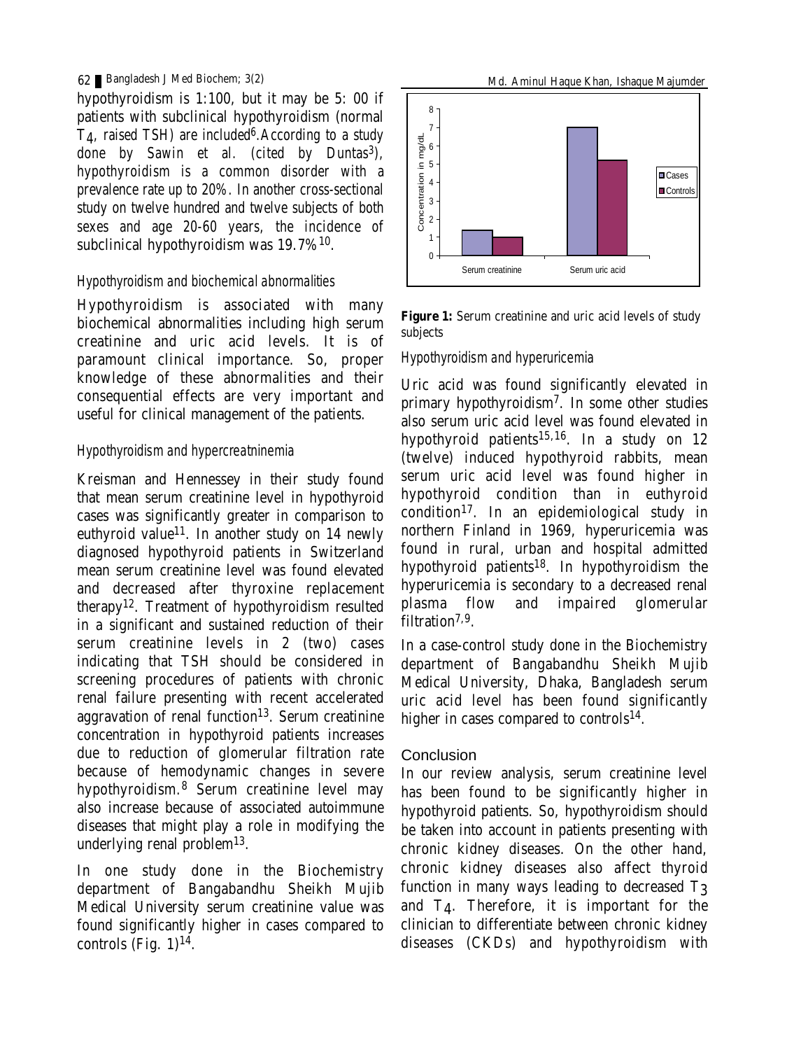hypothyroidism is 1:100, but it may be 5: 00 if patients with subclinical hypothyroidism (normal $T_4$, raised TSH) are included[6]. According to a study done by Sawin et al. (cited by Duntas[3]), hypothyroidism is a common disorder with a prevalence rate up to 20%. In another cross-sectional study on twelve hundred and twelve subjects of both sexes and age 20-60 years, the incidence of subclinical hypothyroidism was 19.7%[10].

### *Hypothyroidism and biochemical abnormalities*

Hypothyroidism is associated with many biochemical abnormalities including high serum creatinine and uric acid levels. It is of paramount clinical importance. So, proper knowledge of these abnormalities and their consequential effects are very important and useful for clinical management of the patients.

### *Hypothyroidism and hypercreatninemia*

Kreisman and Hennessey in their study found that mean serum creatinine level in hypothyroid cases was significantly greater in comparison to euthyroid value[11]. In another study on 14 newly diagnosed hypothyroid patients in Switzerland mean serum creatinine level was found elevated and decreased after thyroxine replacement therapy[12]. Treatment of hypothyroidism resulted in a significant and sustained reduction of their serum creatinine levels in 2 (two) cases indicating that TSH should be considered in screening procedures of patients with chronic renal failure presenting with recent accelerated aggravation of renal function[13]. Serum creatinine concentration in hypothyroid patients increases due to reduction of glomerular filtration rate because of hemodynamic changes in severe hypothyroidism.[8] Serum creatinine level may also increase because of associated autoimmune diseases that might play a role in modifying the underlying renal problem[13].

In one study done in the Biochemistry department of Bangabandhu Sheikh Mujib Medical University serum creatinine value was found significantly higher in cases compared to controls (Fig. 1)[14].

**Figure 1:** Serum creatinine and uric acid levels of study subjects

### *Hypothyroidism and hyperuricemia*

Uric acid was found significantly elevated in primary hypothyroidism[7]. In some other studies also serum uric acid level was found elevated in hypothyroid patients[15,16]. In a study on 12 (twelve) induced hypothyroid rabbits, mean serum uric acid level was found higher in hypothyroid condition than in euthyroid condition[17]. In an epidemiological study in northern Finland in 1969, hyperuricemia was found in rural, urban and hospital admitted hypothyroid patients[18]. In hypothyroidism the hyperuricemia is secondary to a decreased renal plasma flow and impaired glomerular filtration[7,9].

In a case-control study done in the Biochemistry department of Bangabandhu Sheikh Mujib Medical University, Dhaka, Bangladesh serum uric acid level has been found significantly higher in cases compared to controls[14].

## Conclusion

In our review analysis, serum creatinine level has been found to be significantly higher in hypothyroid patients. So, hypothyroidism should be taken into account in patients presenting with chronic kidney diseases. On the other hand, chronic kidney diseases also affect thyroid function in many ways leading to decreased $T_3$ and $T_4$. Therefore, it is important for the clinician to differentiate between chronic kidney diseases (CKDs) and hypothyroidism with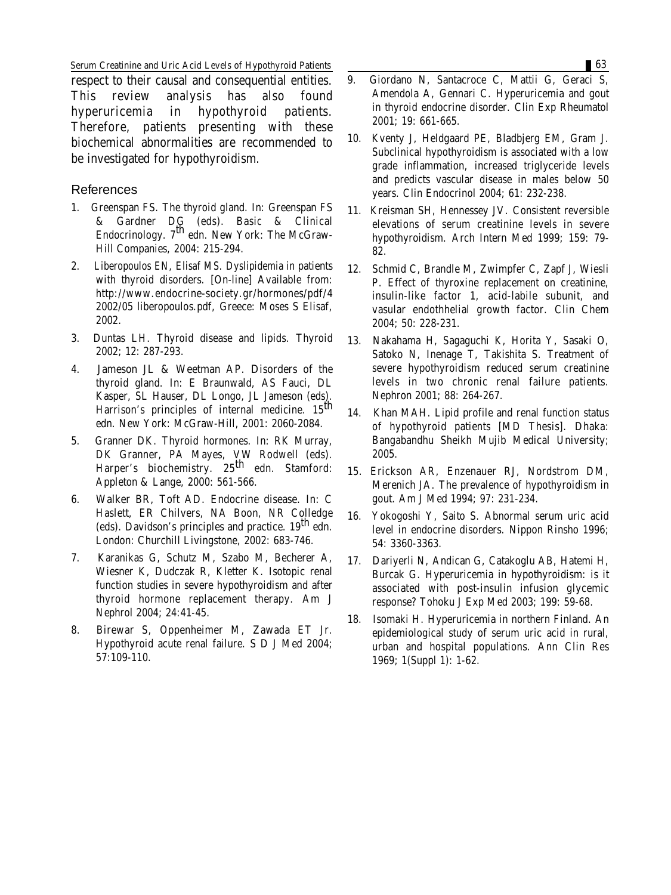respect to their causal and consequential entities. This review analysis has also found hyperuricemia in hypothyroid patients. Therefore, patients presenting with these biochemical abnormalities are recommended to be investigated for hypothyroidism.

## References

1. Greenspan FS. The thyroid gland. In: Greenspan FS & Gardner DG (eds). Basic & Clinical Endocrinology. 7th edn. New York: The McGraw-Hill Companies, 2004: 215-294.
2. Liberopoulos EN, Elisaf MS. Dyslipidemia in patients with thyroid disorders. [On-line] Available from: http://www.endocrine-society.gr/hormones/pdf/4 2002/05 liberopoulos.pdf, Greece: Moses S Elisaf, 2002.
3. Duntas LH. Thyroid disease and lipids. Thyroid 2002; 12: 287-293.
4. Jameson JL & Weetman AP. Disorders of the thyroid gland. In: E Braunwald, AS Fauci, DL Kasper, SL Hauser, DL Longo, JL Jameson (eds). Harrison's principles of internal medicine. 15th edn. New York: McGraw-Hill, 2001: 2060-2084.
5. Granner DK. Thyroid hormones. In: RK Murray, DK Granner, PA Mayes, VW Rodwell (eds). Harper's biochemistry. 25th edn. Stamford: Appleton & Lange, 2000: 561-566.
6. Walker BR, Toft AD. Endocrine disease. In: C Haslett, ER Chilvers, NA Boon, NR Colledge (eds). Davidson's principles and practice. 19th edn. London: Churchill Livingstone, 2002: 683-746.
7. Karanikas G, Schutz M, Szabo M, Becherer A, Wiesner K, Dudczak R, Kletter K. Isotopic renal function studies in severe hypothyroidism and after thyroid hormone replacement therapy. Am J Nephrol 2004; 24:41-45.
8. Birewar S, Oppenheimer M, Zawada ET Jr. Hypothyroid acute renal failure. S D J Med 2004; 57:109-110.
9. Giordano N, Santacroce C, Mattii G, Geraci S, Amendola A, Gennari C. Hyperuricemia and gout in thyroid endocrine disorder. Clin Exp Rheumatol 2001; 19: 661-665.
10. Kventy J, Heldgaard PE, Bladbjerg EM, Gram J. Subclinical hypothyroidism is associated with a low grade inflammation, increased triglyceride levels and predicts vascular disease in males below 50 years. Clin Endocrinol 2004; 61: 232-238.
11. Kreisman SH, Hennessey JV. Consistent reversible elevations of serum creatinine levels in severe hypothyroidism. Arch Intern Med 1999; 159: 79-82.
12. Schmid C, Brandle M, Zwimpfer C, Zapf J, Wiesli P. Effect of thyroxine replacement on creatinine, insulin-like factor 1, acid-labile subunit, and vasular endothhelial growth factor. Clin Chem 2004; 50: 228-231.
13. Nakahama H, Sagaguchi K, Horita Y, Sasaki O, Satoko N, Inenage T, Takishita S. Treatment of severe hypothyroidism reduced serum creatinine levels in two chronic renal failure patients. Nephron 2001; 88: 264-267.
14. Khan MAH. Lipid profile and renal function status of hypothyroid patients [MD Thesis]. Dhaka: Bangabandhu Sheikh Mujib Medical University; 2005.
15. Erickson AR, Enzenauer RJ, Nordstrom DM, Merenich JA. The prevalence of hypothyroidism in gout. Am J Med 1994; 97: 231-234.
16. Yokogoshi Y, Saito S. Abnormal serum uric acid level in endocrine disorders. Nippon Rinsho 1996; 54: 3360-3363.
17. Dariyerli N, Andican G, Catakoglu AB, Hatemi H, Burcak G. Hyperuricemia in hypothyroidism: is it associated with post-insulin infusion glycemic response? Tohoku J Exp Med 2003; 199: 59-68.
18. Isomaki H. Hyperuricemia in northern Finland. An epidemiological study of serum uric acid in rural, urban and hospital populations. Ann Clin Res 1969; 1(Suppl 1): 1-62.